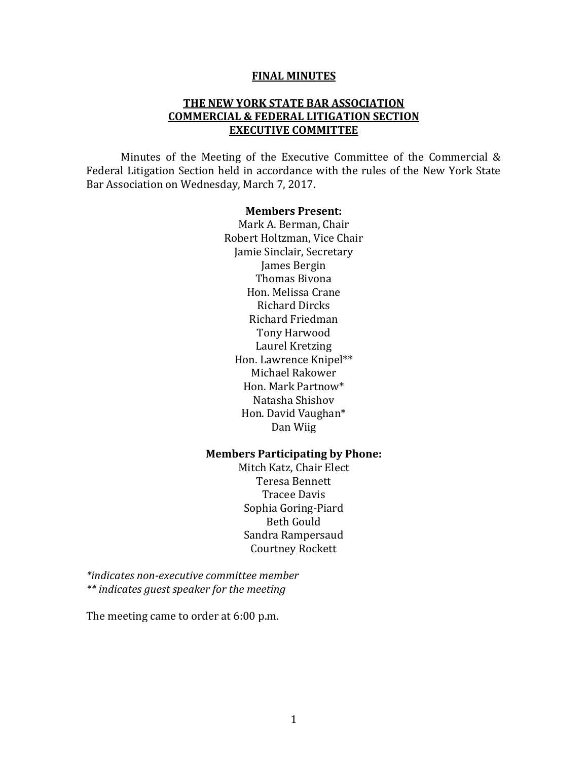**FINAL MINUTES**

**THE NEW YORK STATE BAR ASSOCIATION**
**COMMERCIAL & FEDERAL LITIGATION SECTION**
**EXECUTIVE COMMITTEE**

Minutes of the Meeting of the Executive Committee of the Commercial & Federal Litigation Section held in accordance with the rules of the New York State Bar Association on Wednesday, March 7, 2017.

**Members Present:**

Mark A. Berman, Chair
Robert Holtzman, Vice Chair
Jamie Sinclair, Secretary
James Bergin
Thomas Bivona
Hon. Melissa Crane
Richard Dircks
Richard Friedman
Tony Harwood
Laurel Kretzing
Hon. Lawrence Knipel**
Michael Rakower
Hon. Mark Partnow*
Natasha Shishov
Hon. David Vaughan*
Dan Wiig

**Members Participating by Phone:**

Mitch Katz, Chair Elect
Teresa Bennett
Tracee Davis
Sophia Goring-Piard
Beth Gould
Sandra Rampersaud
Courtney Rockett

*\*indicates non-executive committee member*
*\*\* indicates guest speaker for the meeting*

The meeting came to order at 6:00 p.m.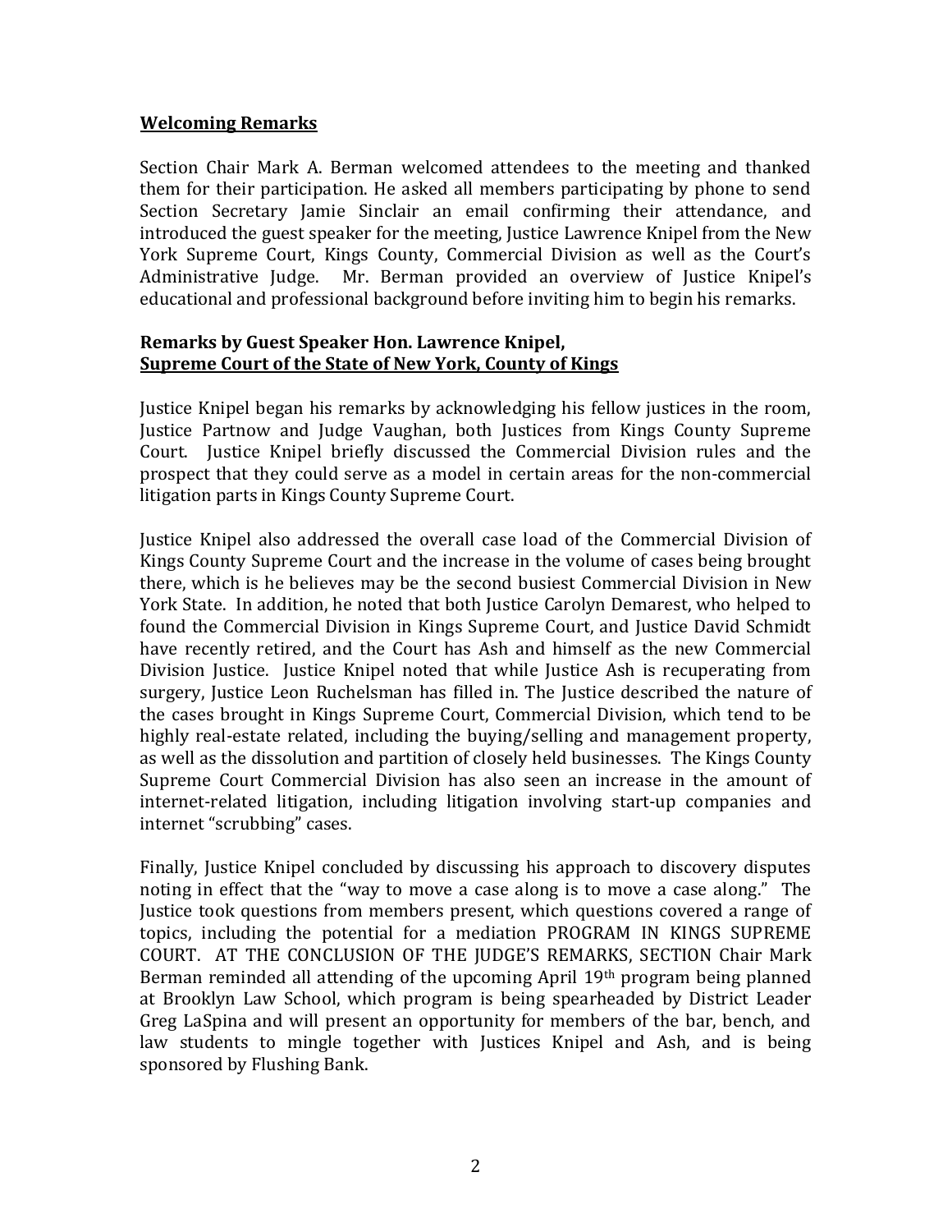**Welcoming Remarks**

Section Chair Mark A. Berman welcomed attendees to the meeting and thanked them for their participation. He asked all members participating by phone to send Section Secretary Jamie Sinclair an email confirming their attendance, and introduced the guest speaker for the meeting, Justice Lawrence Knipel from the New York Supreme Court, Kings County, Commercial Division as well as the Court's Administrative Judge. Mr. Berman provided an overview of Justice Knipel's educational and professional background before inviting him to begin his remarks.

**Remarks by Guest Speaker Hon. Lawrence Knipel,**
**Supreme Court of the State of New York, County of Kings**

Justice Knipel began his remarks by acknowledging his fellow justices in the room, Justice Partnow and Judge Vaughan, both Justices from Kings County Supreme Court. Justice Knipel briefly discussed the Commercial Division rules and the prospect that they could serve as a model in certain areas for the non-commercial litigation parts in Kings County Supreme Court.

Justice Knipel also addressed the overall case load of the Commercial Division of Kings County Supreme Court and the increase in the volume of cases being brought there, which is he believes may be the second busiest Commercial Division in New York State. In addition, he noted that both Justice Carolyn Demarest, who helped to found the Commercial Division in Kings Supreme Court, and Justice David Schmidt have recently retired, and the Court has Ash and himself as the new Commercial Division Justice. Justice Knipel noted that while Justice Ash is recuperating from surgery, Justice Leon Ruchelsman has filled in. The Justice described the nature of the cases brought in Kings Supreme Court, Commercial Division, which tend to be highly real-estate related, including the buying/selling and management property, as well as the dissolution and partition of closely held businesses. The Kings County Supreme Court Commercial Division has also seen an increase in the amount of internet-related litigation, including litigation involving start-up companies and internet "scrubbing" cases.

Finally, Justice Knipel concluded by discussing his approach to discovery disputes noting in effect that the "way to move a case along is to move a case along." The Justice took questions from members present, which questions covered a range of topics, including the potential for a mediation PROGRAM IN KINGS SUPREME COURT. AT THE CONCLUSION OF THE JUDGE'S REMARKS, SECTION Chair Mark Berman reminded all attending of the upcoming April 19th program being planned at Brooklyn Law School, which program is being spearheaded by District Leader Greg LaSpina and will present an opportunity for members of the bar, bench, and law students to mingle together with Justices Knipel and Ash, and is being sponsored by Flushing Bank.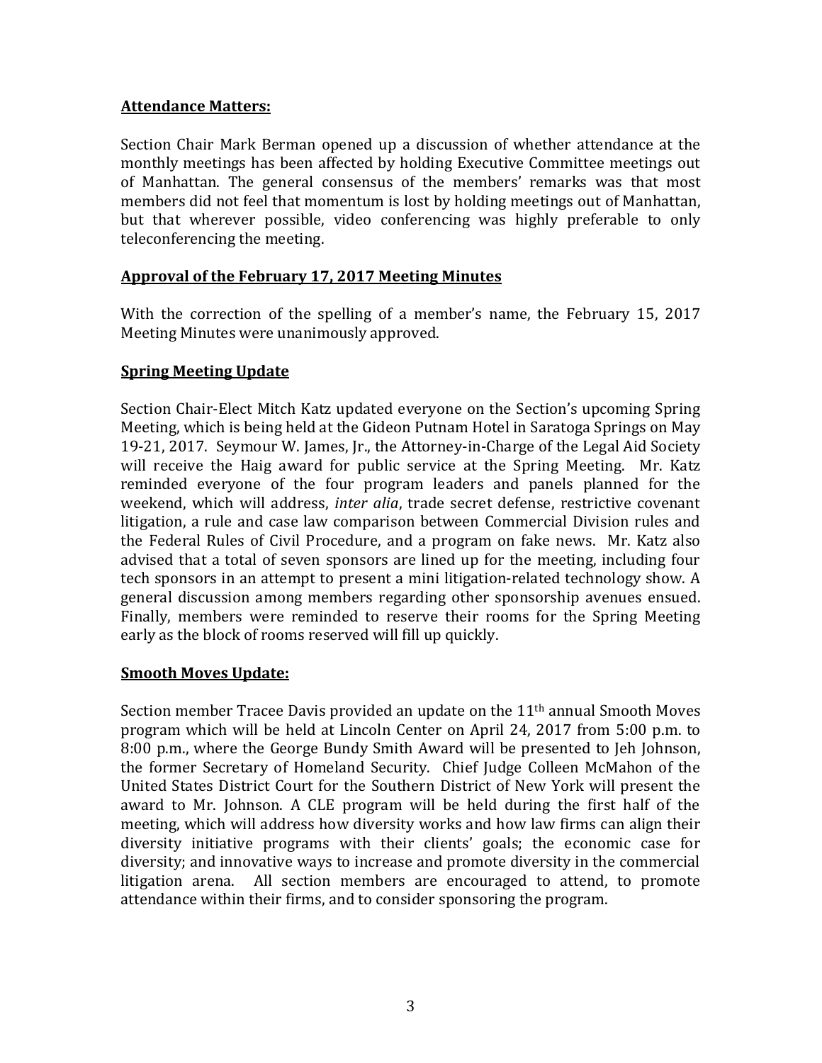**Attendance Matters:**

Section Chair Mark Berman opened up a discussion of whether attendance at the monthly meetings has been affected by holding Executive Committee meetings out of Manhattan. The general consensus of the members' remarks was that most members did not feel that momentum is lost by holding meetings out of Manhattan, but that wherever possible, video conferencing was highly preferable to only teleconferencing the meeting.

**Approval of the February 17, 2017 Meeting Minutes**

With the correction of the spelling of a member's name, the February 15, 2017 Meeting Minutes were unanimously approved.

**Spring Meeting Update**

Section Chair-Elect Mitch Katz updated everyone on the Section's upcoming Spring Meeting, which is being held at the Gideon Putnam Hotel in Saratoga Springs on May 19-21, 2017. Seymour W. James, Jr., the Attorney-in-Charge of the Legal Aid Society will receive the Haig award for public service at the Spring Meeting. Mr. Katz reminded everyone of the four program leaders and panels planned for the weekend, which will address, *inter alia*, trade secret defense, restrictive covenant litigation, a rule and case law comparison between Commercial Division rules and the Federal Rules of Civil Procedure, and a program on fake news. Mr. Katz also advised that a total of seven sponsors are lined up for the meeting, including four tech sponsors in an attempt to present a mini litigation-related technology show. A general discussion among members regarding other sponsorship avenues ensued. Finally, members were reminded to reserve their rooms for the Spring Meeting early as the block of rooms reserved will fill up quickly.

**Smooth Moves Update:**

Section member Tracee Davis provided an update on the 11th annual Smooth Moves program which will be held at Lincoln Center on April 24, 2017 from 5:00 p.m. to 8:00 p.m., where the George Bundy Smith Award will be presented to Jeh Johnson, the former Secretary of Homeland Security. Chief Judge Colleen McMahon of the United States District Court for the Southern District of New York will present the award to Mr. Johnson. A CLE program will be held during the first half of the meeting, which will address how diversity works and how law firms can align their diversity initiative programs with their clients' goals; the economic case for diversity; and innovative ways to increase and promote diversity in the commercial litigation arena. All section members are encouraged to attend, to promote attendance within their firms, and to consider sponsoring the program.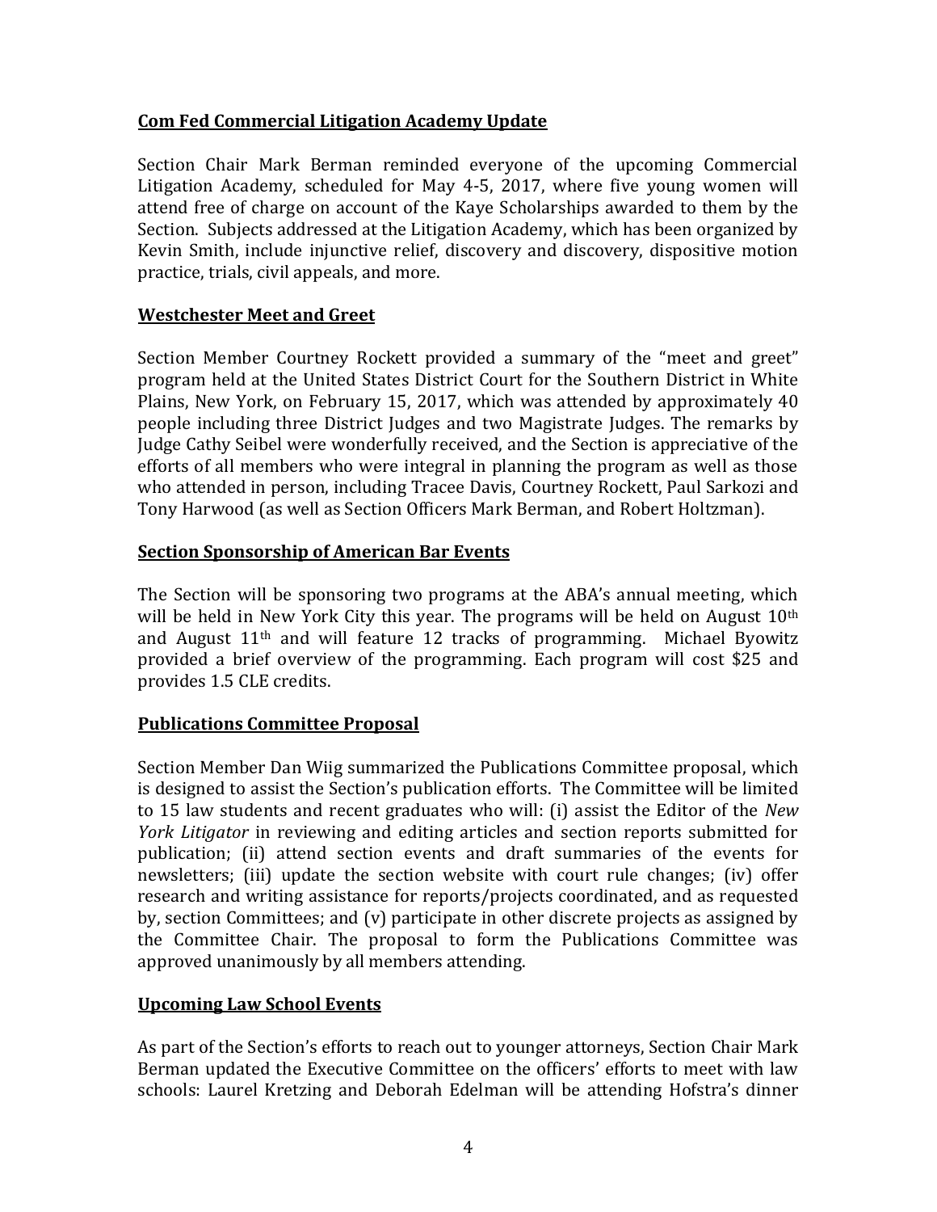**Com Fed Commercial Litigation Academy Update**

Section Chair Mark Berman reminded everyone of the upcoming Commercial Litigation Academy, scheduled for May 4-5, 2017, where five young women will attend free of charge on account of the Kaye Scholarships awarded to them by the Section. Subjects addressed at the Litigation Academy, which has been organized by Kevin Smith, include injunctive relief, discovery and discovery, dispositive motion practice, trials, civil appeals, and more.

**Westchester Meet and Greet**

Section Member Courtney Rockett provided a summary of the "meet and greet" program held at the United States District Court for the Southern District in White Plains, New York, on February 15, 2017, which was attended by approximately 40 people including three District Judges and two Magistrate Judges. The remarks by Judge Cathy Seibel were wonderfully received, and the Section is appreciative of the efforts of all members who were integral in planning the program as well as those who attended in person, including Tracee Davis, Courtney Rockett, Paul Sarkozi and Tony Harwood (as well as Section Officers Mark Berman, and Robert Holtzman).

**Section Sponsorship of American Bar Events**

The Section will be sponsoring two programs at the ABA's annual meeting, which will be held in New York City this year. The programs will be held on August 10th and August 11th and will feature 12 tracks of programming. Michael Byowitz provided a brief overview of the programming. Each program will cost $25 and provides 1.5 CLE credits.

**Publications Committee Proposal**

Section Member Dan Wiig summarized the Publications Committee proposal, which is designed to assist the Section's publication efforts. The Committee will be limited to 15 law students and recent graduates who will: (i) assist the Editor of the *New York Litigator* in reviewing and editing articles and section reports submitted for publication; (ii) attend section events and draft summaries of the events for newsletters; (iii) update the section website with court rule changes; (iv) offer research and writing assistance for reports/projects coordinated, and as requested by, section Committees; and (v) participate in other discrete projects as assigned by the Committee Chair. The proposal to form the Publications Committee was approved unanimously by all members attending.

**Upcoming Law School Events**

As part of the Section's efforts to reach out to younger attorneys, Section Chair Mark Berman updated the Executive Committee on the officers' efforts to meet with law schools: Laurel Kretzing and Deborah Edelman will be attending Hofstra's dinner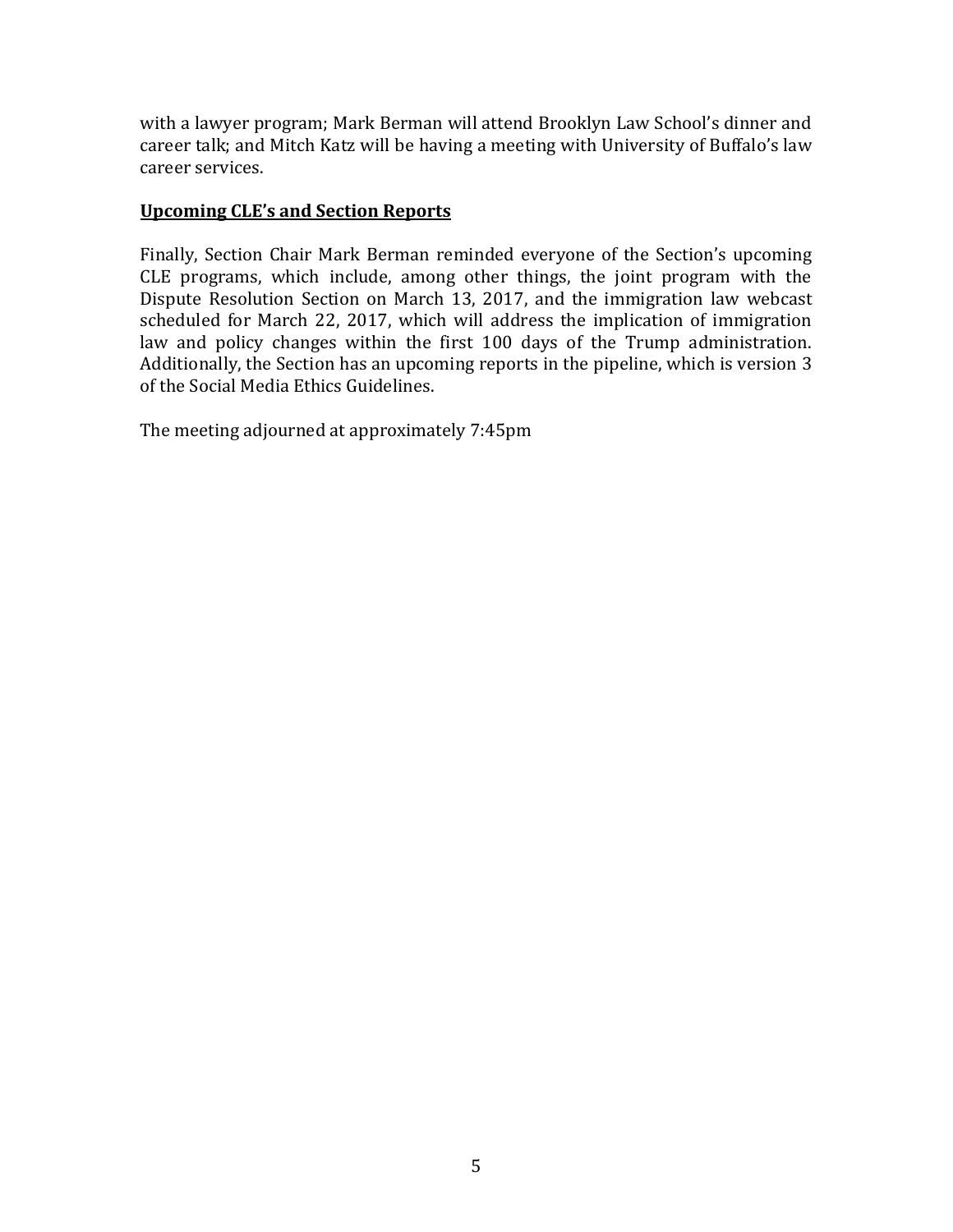with a lawyer program; Mark Berman will attend Brooklyn Law School's dinner and career talk; and Mitch Katz will be having a meeting with University of Buffalo's law career services.

**Upcoming CLE's and Section Reports**

Finally, Section Chair Mark Berman reminded everyone of the Section's upcoming CLE programs, which include, among other things, the joint program with the Dispute Resolution Section on March 13, 2017, and the immigration law webcast scheduled for March 22, 2017, which will address the implication of immigration law and policy changes within the first 100 days of the Trump administration. Additionally, the Section has an upcoming reports in the pipeline, which is version 3 of the Social Media Ethics Guidelines.

The meeting adjourned at approximately 7:45pm